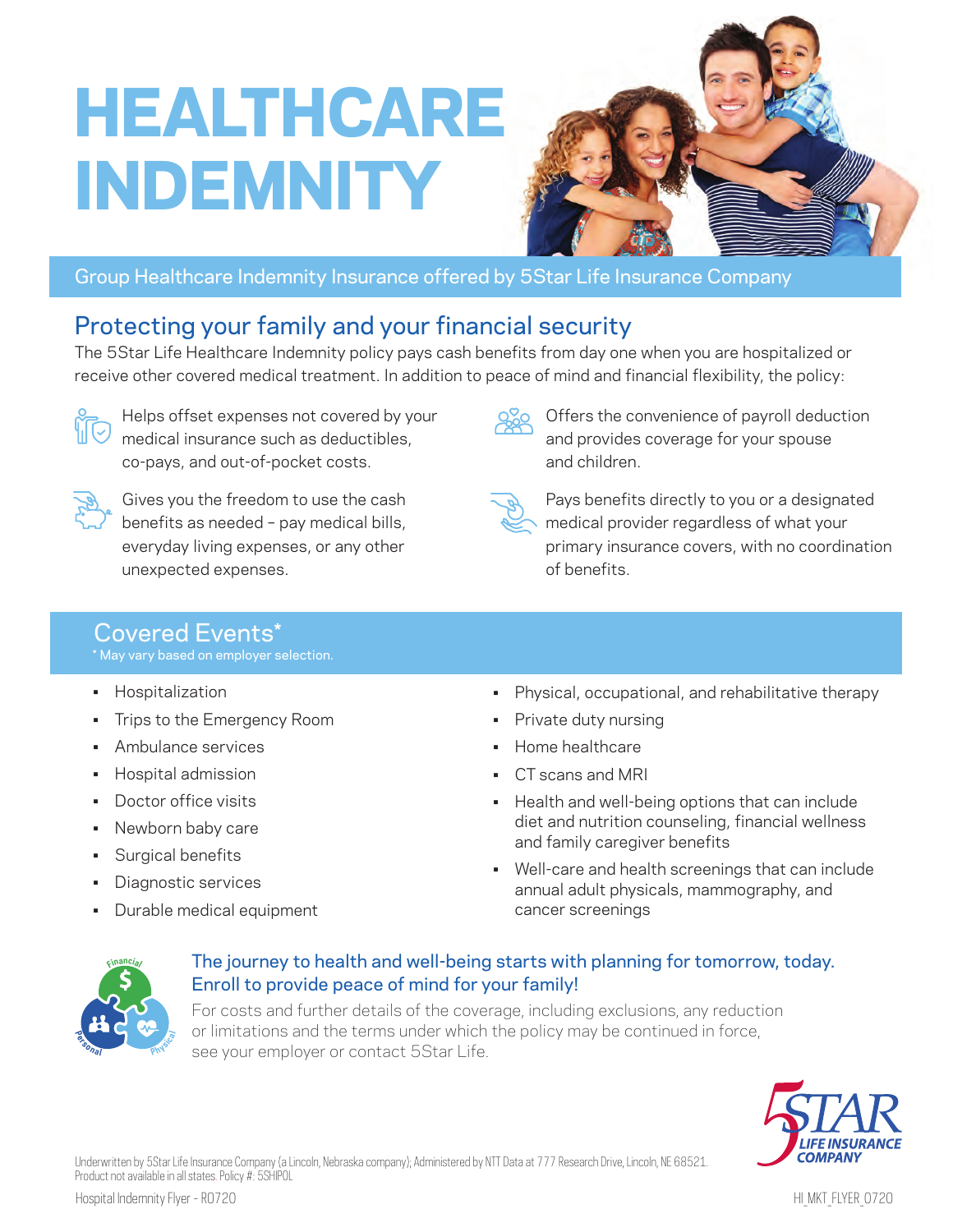# HEALTHCARE INDEMNITY

Group Healthcare Indemnity Insurance offered by 5Star Life Insurance Company

## Protecting your family and your financial security

The 5Star Life Healthcare Indemnity policy pays cash benefits from day one when you are hospitalized or receive other covered medical treatment. In addition to peace of mind and financial flexibility, the policy:

- Helps offset expenses not covered by your medical insurance such as deductibles, co-pays, and out-of-pocket costs.
- Gives you the freedom to use the cash benefits as needed – pay medical bills, everyday living expenses, or any other unexpected expenses.
- Offers the convenience of payroll deduction and provides coverage for your spouse and children.
- Pays benefits directly to you or a designated medical provider regardless of what your primary insurance covers, with no coordination of benefits.

## Covered Events*

* May vary based on employer selection.

- Hospitalization
- Trips to the Emergency Room
- Ambulance services
- Hospital admission
- Doctor office visits
- Newborn baby care
- Surgical benefits
- Diagnostic services
- Durable medical equipment
- Physical, occupational, and rehabilitative therapy
- Private duty nursing
- Home healthcare
- CT scans and MRI
- Health and well-being options that can include diet and nutrition counseling, financial wellness and family caregiver benefits
- Well-care and health screenings that can include annual adult physicals, mammography, and cancer screenings

### The journey to health and well-being starts with planning for tomorrow, today. Enroll to provide peace of mind for your family!

For costs and further details of the coverage, including exclusions, any reduction or limitations and the terms under which the policy may be continued in force, see your employer or contact 5Star Life.

Underwritten by 5Star Life Insurance Company (a Lincoln, Nebraska company); Administered by NTT Data at 777 Research Drive, Lincoln, NE 68521. Product not available in all states. Policy #: 5SHIPOL

Hospital Indemnity Flyer - R0720

HI_MKT_FLYER_0720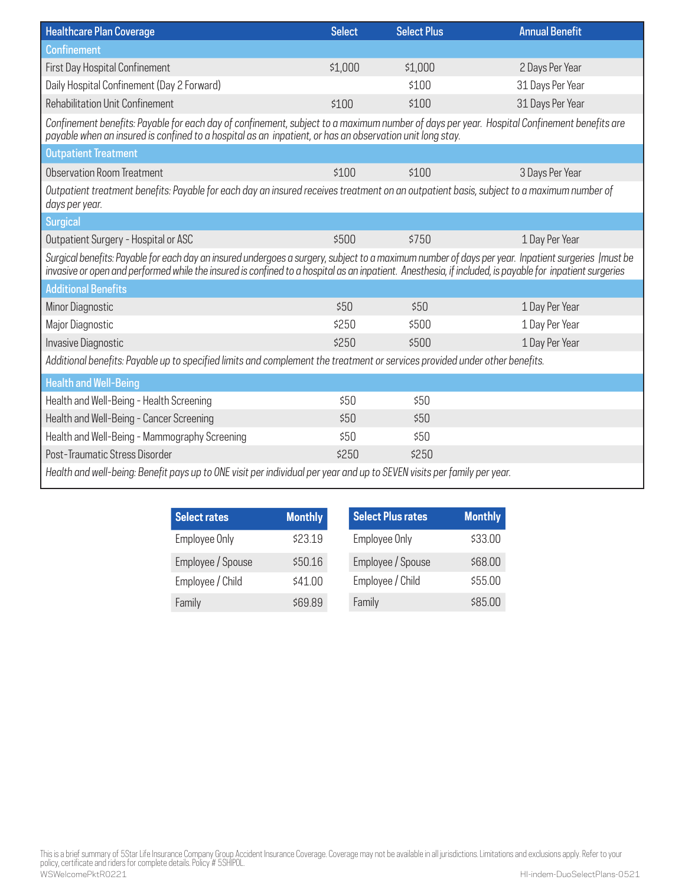| Healthcare Plan Coverage | Select | Select Plus | Annual Benefit |
|---|---|---|---|
| **Confinement** | | | |
| First Day Hospital Confinement | $1,000 | $1,000 | 2 Days Per Year |
| Daily Hospital Confinement (Day 2 Forward) | | $100 | 31 Days Per Year |
| Rehabilitation Unit Confinement | $100 | $100 | 31 Days Per Year |
| *Confinement benefits: Payable for each day of confinement, subject to a maximum number of days per year. Hospital Confinement benefits are payable when an insured is confined to a hospital as an inpatient, or has an observation unit long stay.* | | | |
| **Outpatient Treatment** | | | |
| Observation Room Treatment | $100 | $100 | 3 Days Per Year |
| *Outpatient treatment benefits: Payable for each day an insured receives treatment on an outpatient basis, subject to a maximum number of days per year.* | | | |
| **Surgical** | | | |
| Outpatient Surgery - Hospital or ASC | $500 | $750 | 1 Day Per Year |
| *Surgical benefits: Payable for each day an insured undergoes a surgery, subject to a maximum number of days per year. Inpatient surgeries \|must be invasive or open and performed while the insured is confined to a hospital as an inpatient. Anesthesia, if included, is payable for inpatient surgeries* | | | |
| **Additional Benefits** | | | |
| Minor Diagnostic | $50 | $50 | 1 Day Per Year |
| Major Diagnostic | $250 | $500 | 1 Day Per Year |
| Invasive Diagnostic | $250 | $500 | 1 Day Per Year |
| *Additional benefits: Payable up to specified limits and complement the treatment or services provided under other benefits.* | | | |
| **Health and Well-Being** | | | |
| Health and Well-Being - Health Screening | $50 | $50 | |
| Health and Well-Being - Cancer Screening | $50 | $50 | |
| Health and Well-Being - Mammography Screening | $50 | $50 | |
| Post-Traumatic Stress Disorder | $250 | $250 | |
| *Health and well-being: Benefit pays up to ONE visit per individual per year and up to SEVEN visits per family per year.* | | | |

| Select rates | Monthly |
|---|---|
| Employee Only | $23.19 |
| Employee / Spouse | $50.16 |
| Employee / Child | $41.00 |
| Family | $69.89 |

| Select Plus rates | Monthly |
|---|---|
| Employee Only | $33.00 |
| Employee / Spouse | $68.00 |
| Employee / Child | $55.00 |
| Family | $85.00 |

This is a brief summary of 5Star Life Insurance Company Group Accident Insurance Coverage. Coverage may not be available in all jurisdictions. Limitations and exclusions apply. Refer to your policy, certificate and riders for complete details. Policy # 5SHIPOL.

WSWelcomePktR0221

HI-indem-DuoSelectPlans-0521